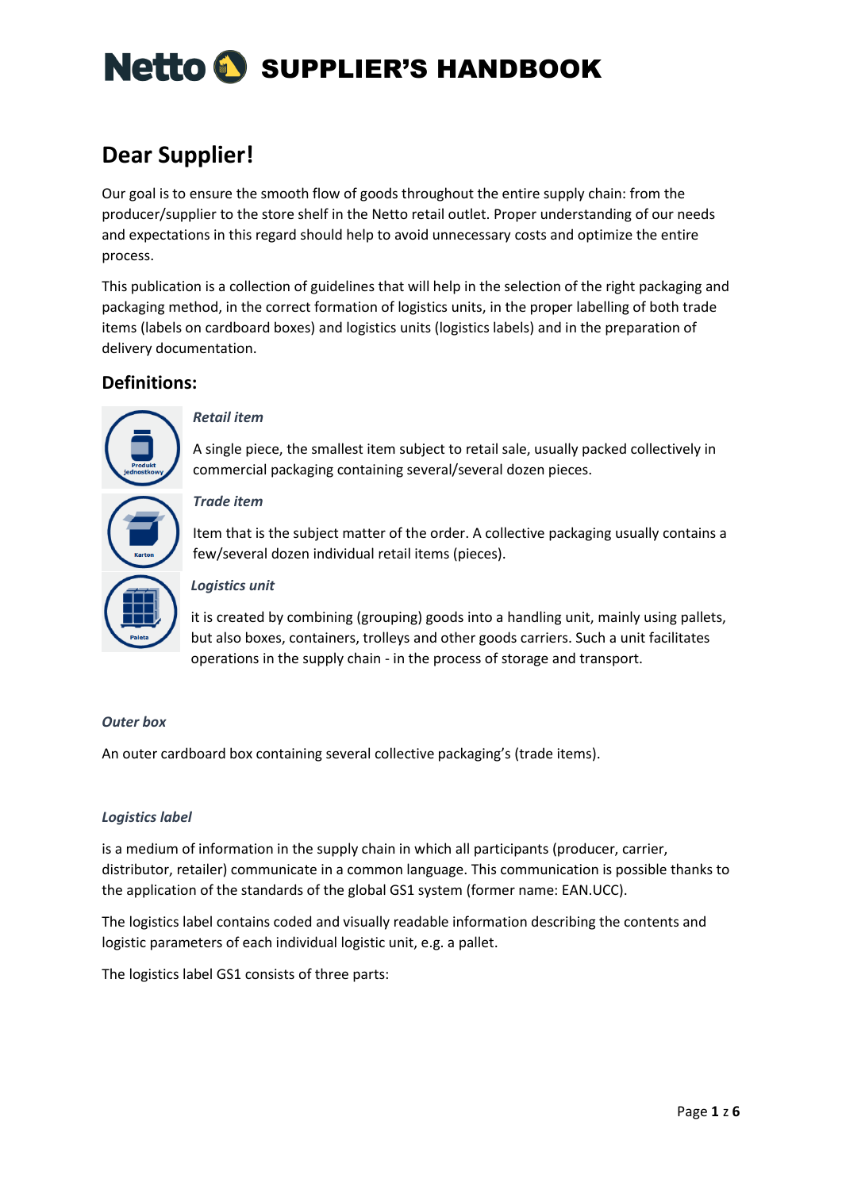# Netto SUPPLIER'S HANDBOOK

## Dear Supplier!

Our goal is to ensure the smooth flow of goods throughout the entire supply chain: from the producer/supplier to the store shelf in the Netto retail outlet. Proper understanding of our needs and expectations in this regard should help to avoid unnecessary costs and optimize the entire process.

This publication is a collection of guidelines that will help in the selection of the right packaging and packaging method, in the correct formation of logistics units, in the proper labelling of both trade items (labels on cardboard boxes) and logistics units (logistics labels) and in the preparation of delivery documentation.

### Definitions:

***Retail item***

A single piece, the smallest item subject to retail sale, usually packed collectively in commercial packaging containing several/several dozen pieces.

***Trade item***

Item that is the subject matter of the order. A collective packaging usually contains a few/several dozen individual retail items (pieces).

***Logistics unit***

it is created by combining (grouping) goods into a handling unit, mainly using pallets, but also boxes, containers, trolleys and other goods carriers. Such a unit facilitates operations in the supply chain - in the process of storage and transport.

***Outer box***

An outer cardboard box containing several collective packaging's (trade items).

***Logistics label***

is a medium of information in the supply chain in which all participants (producer, carrier, distributor, retailer) communicate in a common language. This communication is possible thanks to the application of the standards of the global GS1 system (former name: EAN.UCC).

The logistics label contains coded and visually readable information describing the contents and logistic parameters of each individual logistic unit, e.g. a pallet.

The logistics label GS1 consists of three parts: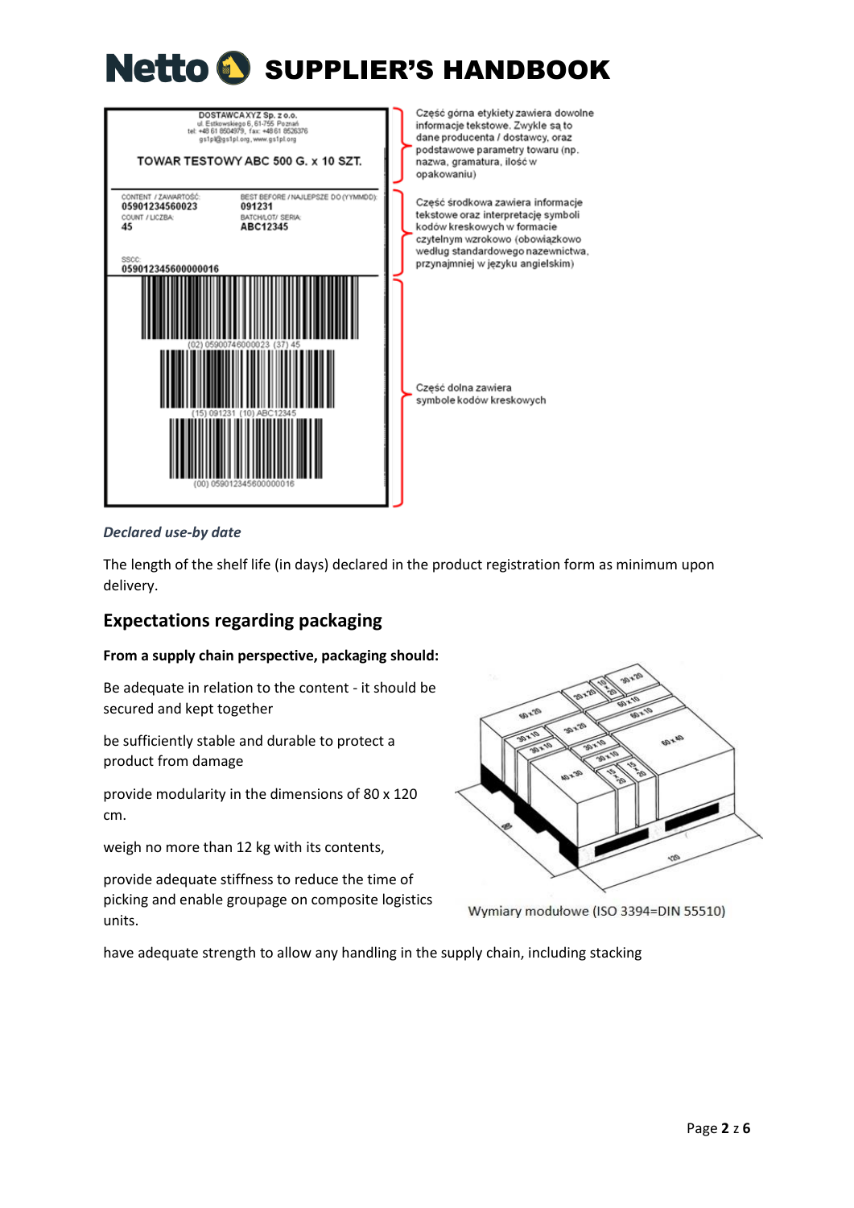Część górna etykiety zawiera dowolne informacje tekstowe. Zwykle są to dane producenta / dostawcy, oraz podstawowe parametry towaru (np. nazwa, gramatura, ilość w opakowaniu)

Część środkowa zawiera informacje tekstowe oraz interpretację symboli kodów kreskowych w formacie czytelnym wzrokowo (obowiązkowo według standardowego nazewnictwa, przynajmniej w języku angielskim)

Część dolna zawiera symbole kodów kreskowych

*Declared use-by date*

The length of the shelf life (in days) declared in the product registration form as minimum upon delivery.

## Expectations regarding packaging

**From a supply chain perspective, packaging should:**

Be adequate in relation to the content - it should be secured and kept together

be sufficiently stable and durable to protect a product from damage

provide modularity in the dimensions of 80 x 120 cm.

weigh no more than 12 kg with its contents,

provide adequate stiffness to reduce the time of picking and enable groupage on composite logistics units.

Wymiary modułowe (ISO 3394=DIN 55510)

have adequate strength to allow any handling in the supply chain, including stacking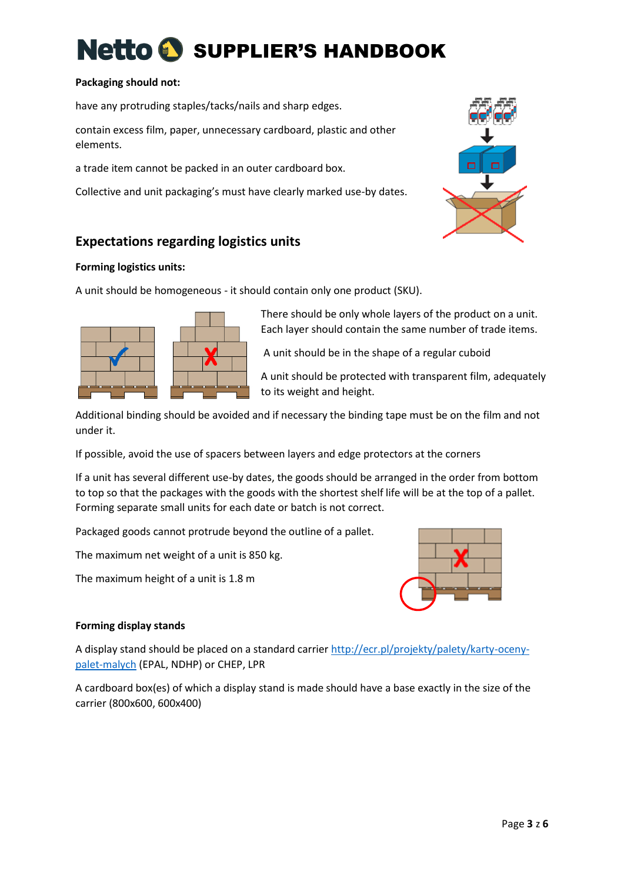**Packaging should not:**

have any protruding staples/tacks/nails and sharp edges.

contain excess film, paper, unnecessary cardboard, plastic and other elements.

a trade item cannot be packed in an outer cardboard box.

Collective and unit packaging's must have clearly marked use-by dates.

## Expectations regarding logistics units

**Forming logistics units:**

A unit should be homogeneous - it should contain only one product (SKU).

There should be only whole layers of the product on a unit. Each layer should contain the same number of trade items.

A unit should be in the shape of a regular cuboid

A unit should be protected with transparent film, adequately to its weight and height.

Additional binding should be avoided and if necessary the binding tape must be on the film and not under it.

If possible, avoid the use of spacers between layers and edge protectors at the corners

If a unit has several different use-by dates, the goods should be arranged in the order from bottom to top so that the packages with the goods with the shortest shelf life will be at the top of a pallet. Forming separate small units for each date or batch is not correct.

Packaged goods cannot protrude beyond the outline of a pallet.

The maximum net weight of a unit is 850 kg.

The maximum height of a unit is 1.8 m

**Forming display stands**

A display stand should be placed on a standard carrier [http://ecr.pl/projekty/palety/karty-oceny-palet-malych](http://ecr.pl/projekty/palety/karty-oceny-palet-malych) (EPAL, NDHP) or CHEP, LPR

A cardboard box(es) of which a display stand is made should have a base exactly in the size of the carrier (800x600, 600x400)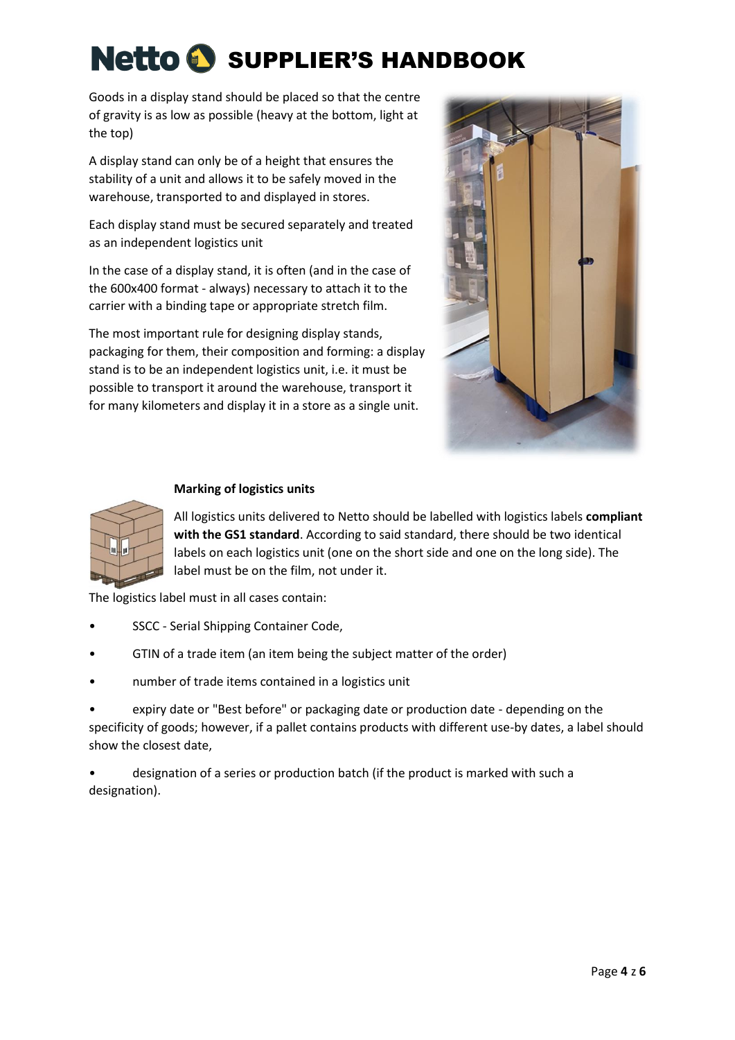Goods in a display stand should be placed so that the centre of gravity is as low as possible (heavy at the bottom, light at the top)

A display stand can only be of a height that ensures the stability of a unit and allows it to be safely moved in the warehouse, transported to and displayed in stores.

Each display stand must be secured separately and treated as an independent logistics unit

In the case of a display stand, it is often (and in the case of the 600x400 format - always) necessary to attach it to the carrier with a binding tape or appropriate stretch film.

The most important rule for designing display stands, packaging for them, their composition and forming: a display stand is to be an independent logistics unit, i.e. it must be possible to transport it around the warehouse, transport it for many kilometers and display it in a store as a single unit.

**Marking of logistics units**

All logistics units delivered to Netto should be labelled with logistics labels **compliant with the GS1 standard**. According to said standard, there should be two identical labels on each logistics unit (one on the short side and one on the long side). The label must be on the film, not under it.

The logistics label must in all cases contain:

- SSCC - Serial Shipping Container Code,
- GTIN of a trade item (an item being the subject matter of the order)
- number of trade items contained in a logistics unit
- expiry date or "Best before" or packaging date or production date - depending on the specificity of goods; however, if a pallet contains products with different use-by dates, a label should show the closest date,
- designation of a series or production batch (if the product is marked with such a designation).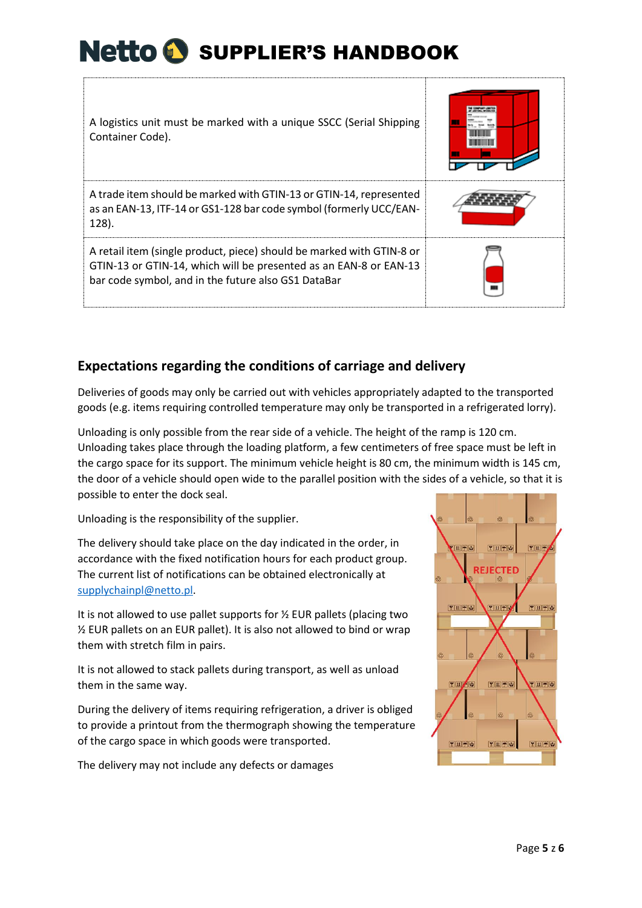| | |
|---|---|
| A logistics unit must be marked with a unique SSCC (Serial Shipping Container Code). | |
| A trade item should be marked with GTIN-13 or GTIN-14, represented as an EAN-13, ITF-14 or GS1-128 bar code symbol (formerly UCC/EAN-128). | |
| A retail item (single product, piece) should be marked with GTIN-8 or GTIN-13 or GTIN-14, which will be presented as an EAN-8 or EAN-13 bar code symbol, and in the future also GS1 DataBar | |

## Expectations regarding the conditions of carriage and delivery

Deliveries of goods may only be carried out with vehicles appropriately adapted to the transported goods (e.g. items requiring controlled temperature may only be transported in a refrigerated lorry).

Unloading is only possible from the rear side of a vehicle. The height of the ramp is 120 cm. Unloading takes place through the loading platform, a few centimeters of free space must be left in the cargo space for its support. The minimum vehicle height is 80 cm, the minimum width is 145 cm, the door of a vehicle should open wide to the parallel position with the sides of a vehicle, so that it is possible to enter the dock seal.

Unloading is the responsibility of the supplier.

The delivery should take place on the day indicated in the order, in accordance with the fixed notification hours for each product group. The current list of notifications can be obtained electronically at supplychainpl@netto.pl.

It is not allowed to use pallet supports for ½ EUR pallets (placing two ½ EUR pallets on an EUR pallet). It is also not allowed to bind or wrap them with stretch film in pairs.

It is not allowed to stack pallets during transport, as well as unload them in the same way.

During the delivery of items requiring refrigeration, a driver is obliged to provide a printout from the thermograph showing the temperature of the cargo space in which goods were transported.

The delivery may not include any defects or damages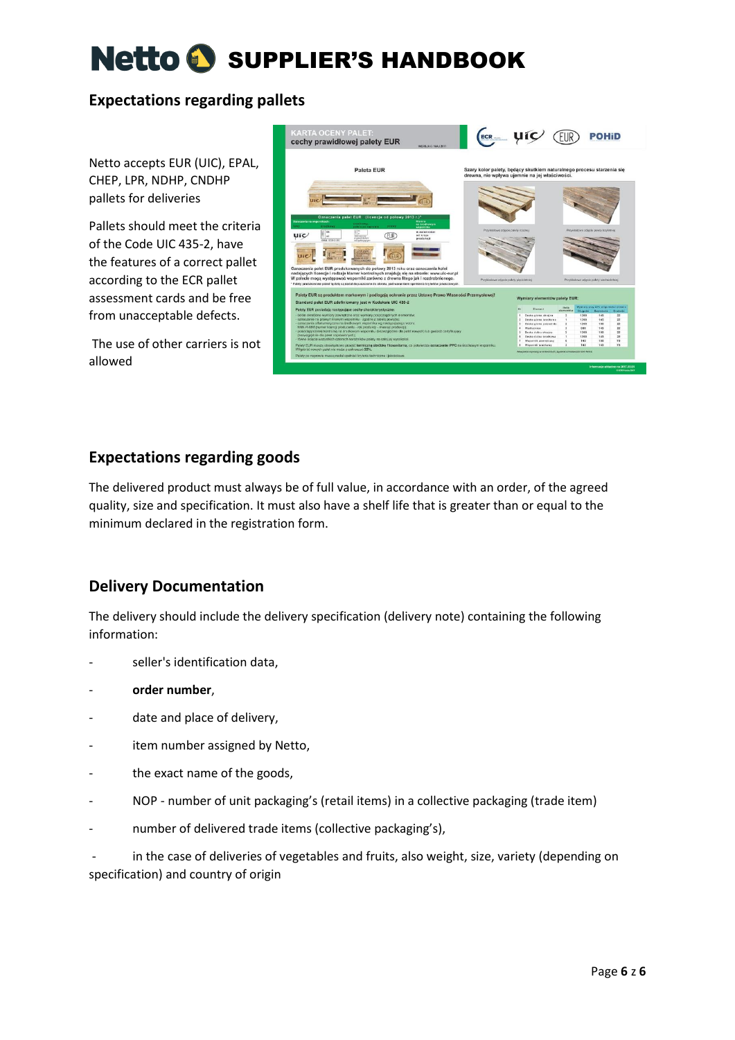# Netto SUPPLIER'S HANDBOOK

## Expectations regarding pallets

Netto accepts EUR (UIC), EPAL, CHEP, LPR, NDHP, CNDHP pallets for deliveries

Pallets should meet the criteria of the Code UIC 435-2, have the features of a correct pallet according to the ECR pallet assessment cards and be free from unacceptable defects.

The use of other carriers is not allowed

## Expectations regarding goods

The delivered product must always be of full value, in accordance with an order, of the agreed quality, size and specification. It must also have a shelf life that is greater than or equal to the minimum declared in the registration form.

## Delivery Documentation

The delivery should include the delivery specification (delivery note) containing the following information:

- seller's identification data,
- **order number**,
- date and place of delivery,
- item number assigned by Netto,
- the exact name of the goods,
- NOP - number of unit packaging's (retail items) in a collective packaging (trade item)
- number of delivered trade items (collective packaging's),
- in the case of deliveries of vegetables and fruits, also weight, size, variety (depending on specification) and country of origin